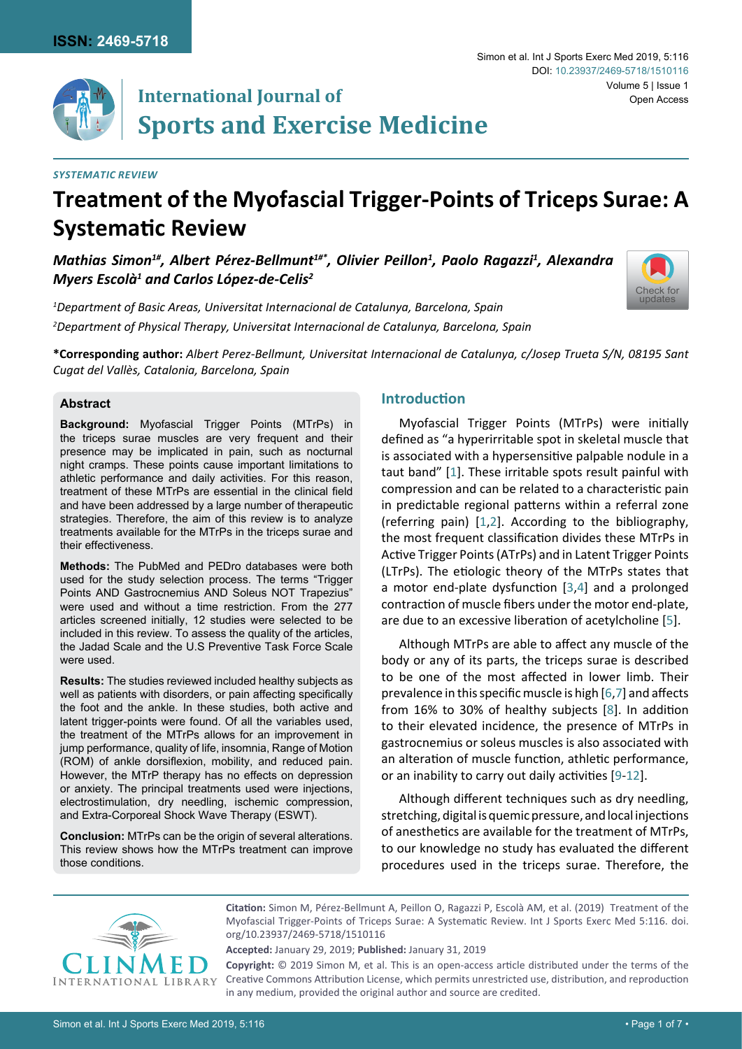*SYSTEMATIC REVIEW*

# Treatment of the Myofascial Trigger-Points of Triceps Surae: A Systematic Review

***Mathias Simon[1#], Albert Pérez-Bellmunt[1#*], Olivier Peillon[1], Paolo Ragazzi[1], Alexandra Myers Escolà[1] and Carlos López-de-Celis[2]***

*[1]Department of Basic Areas, Universitat Internacional de Catalunya, Barcelona, Spain*

*[2]Department of Physical Therapy, Universitat Internacional de Catalunya, Barcelona, Spain*

**\*Corresponding author:** *Albert Perez-Bellmunt, Universitat Internacional de Catalunya, c/Josep Trueta S/N, 08195 Sant Cugat del Vallès, Catalonia, Barcelona, Spain*

## Abstract

**Background:** Myofascial Trigger Points (MTrPs) in the triceps surae muscles are very frequent and their presence may be implicated in pain, such as nocturnal night cramps. These points cause important limitations to athletic performance and daily activities. For this reason, treatment of these MTrPs are essential in the clinical field and have been addressed by a large number of therapeutic strategies. Therefore, the aim of this review is to analyze treatments available for the MTrPs in the triceps surae and their effectiveness.

**Methods:** The PubMed and PEDro databases were both used for the study selection process. The terms "Trigger Points AND Gastrocnemius AND Soleus NOT Trapezius" were used and without a time restriction. From the 277 articles screened initially, 12 studies were selected to be included in this review. To assess the quality of the articles, the Jadad Scale and the U.S Preventive Task Force Scale were used.

**Results:** The studies reviewed included healthy subjects as well as patients with disorders, or pain affecting specifically the foot and the ankle. In these studies, both active and latent trigger-points were found. Of all the variables used, the treatment of the MTrPs allows for an improvement in jump performance, quality of life, insomnia, Range of Motion (ROM) of ankle dorsiflexion, mobility, and reduced pain. However, the MTrP therapy has no effects on depression or anxiety. The principal treatments used were injections, electrostimulation, dry needling, ischemic compression, and Extra-Corporeal Shock Wave Therapy (ESWT).

**Conclusion:** MTrPs can be the origin of several alterations. This review shows how the MTrPs treatment can improve those conditions.

## Introduction

Myofascial Trigger Points (MTrPs) were initially defined as "a hyperirritable spot in skeletal muscle that is associated with a hypersensitive palpable nodule in a taut band" [1]. These irritable spots result painful with compression and can be related to a characteristic pain in predictable regional patterns within a referral zone (referring pain) [1,2]. According to the bibliography, the most frequent classification divides these MTrPs in Active Trigger Points (ATrPs) and in Latent Trigger Points (LTrPs). The etiologic theory of the MTrPs states that a motor end-plate dysfunction [3,4] and a prolonged contraction of muscle fibers under the motor end-plate, are due to an excessive liberation of acetylcholine [5].

Although MTrPs are able to affect any muscle of the body or any of its parts, the triceps surae is described to be one of the most affected in lower limb. Their prevalence in this specific muscle is high [6,7] and affects from 16% to 30% of healthy subjects [8]. In addition to their elevated incidence, the presence of MTrPs in gastrocnemius or soleus muscles is also associated with an alteration of muscle function, athletic performance, or an inability to carry out daily activities [9-12].

Although different techniques such as dry needling, stretching, digital isquemic pressure, and local injections of anesthetics are available for the treatment of MTrPs, to our knowledge no study has evaluated the different procedures used in the triceps surae. Therefore, the

**Citation:** Simon M, Pérez-Bellmunt A, Peillon O, Ragazzi P, Escolà AM, et al. (2019) Treatment of the Myofascial Trigger-Points of Triceps Surae: A Systematic Review. Int J Sports Exerc Med 5:116. doi.org/10.23937/2469-5718/1510116

**Accepted:** January 29, 2019; **Published:** January 31, 2019

**Copyright:** © 2019 Simon M, et al. This is an open-access article distributed under the terms of the Creative Commons Attribution License, which permits unrestricted use, distribution, and reproduction in any medium, provided the original author and source are credited.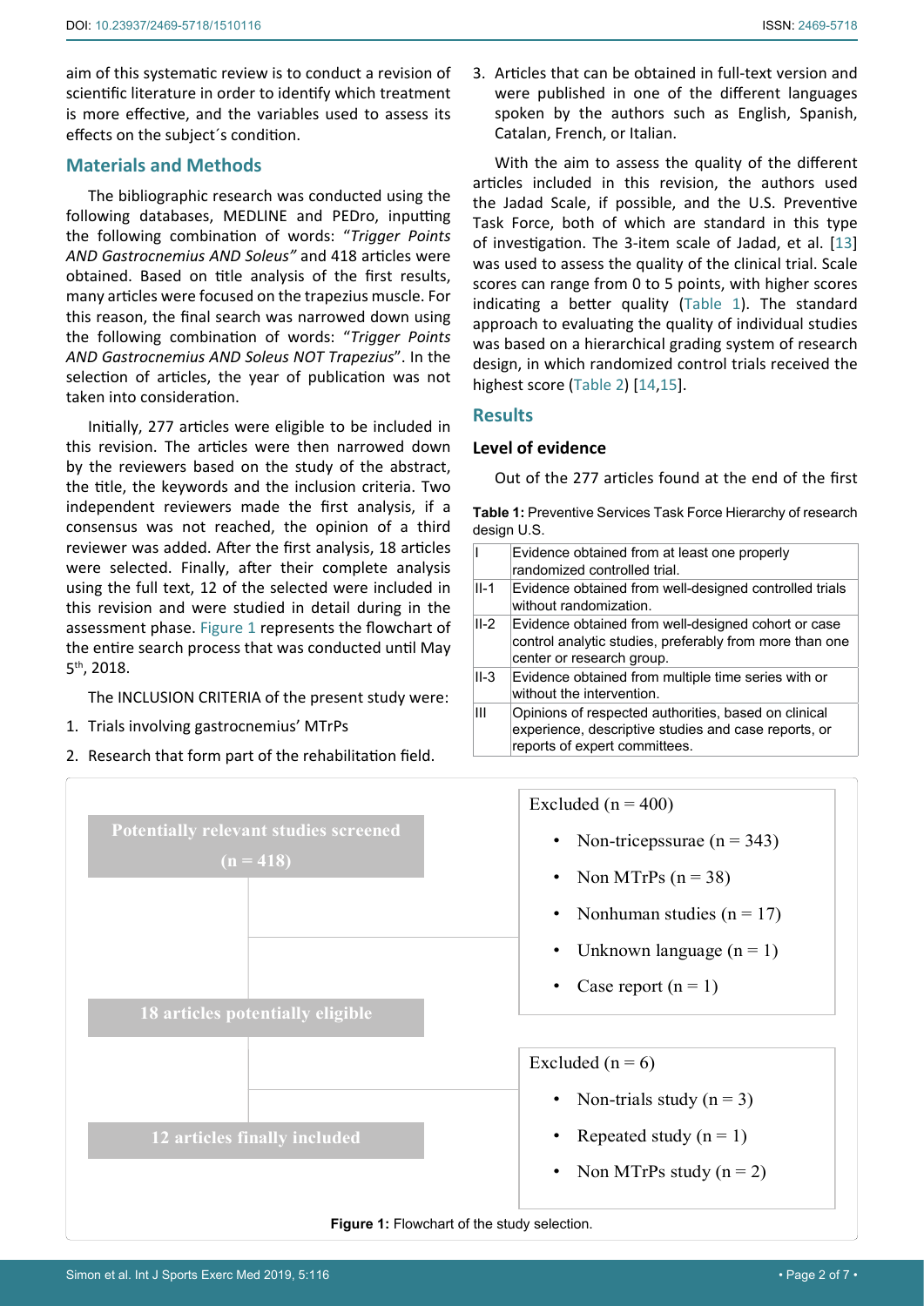aim of this systematic review is to conduct a revision of scientific literature in order to identify which treatment is more effective, and the variables used to assess its effects on the subject´s condition.

## Materials and Methods

The bibliographic research was conducted using the following databases, MEDLINE and PEDro, inputting the following combination of words: "*Trigger Points AND Gastrocnemius AND Soleus"* and 418 articles were obtained. Based on title analysis of the first results, many articles were focused on the trapezius muscle. For this reason, the final search was narrowed down using the following combination of words: "*Trigger Points AND Gastrocnemius AND Soleus NOT Trapezius*". In the selection of articles, the year of publication was not taken into consideration.

Initially, 277 articles were eligible to be included in this revision. The articles were then narrowed down by the reviewers based on the study of the abstract, the title, the keywords and the inclusion criteria. Two independent reviewers made the first analysis, if a consensus was not reached, the opinion of a third reviewer was added. After the first analysis, 18 articles were selected. Finally, after their complete analysis using the full text, 12 of the selected were included in this revision and were studied in detail during in the assessment phase. Figure 1 represents the flowchart of the entire search process that was conducted until May 5th, 2018.

The INCLUSION CRITERIA of the present study were:

1. Trials involving gastrocnemius' MTrPs
2. Research that form part of the rehabilitation field.
3. Articles that can be obtained in full-text version and were published in one of the different languages spoken by the authors such as English, Spanish, Catalan, French, or Italian.

With the aim to assess the quality of the different articles included in this revision, the authors used the Jadad Scale, if possible, and the U.S. Preventive Task Force, both of which are standard in this type of investigation. The 3-item scale of Jadad, et al. [13] was used to assess the quality of the clinical trial. Scale scores can range from 0 to 5 points, with higher scores indicating a better quality (Table 1). The standard approach to evaluating the quality of individual studies was based on a hierarchical grading system of research design, in which randomized control trials received the highest score (Table 2) [14,15].

## Results

### Level of evidence

Out of the 277 articles found at the end of the first

**Table 1:** Preventive Services Task Force Hierarchy of research design U.S.

| | |
|---|---|
| I | Evidence obtained from at least one properly randomized controlled trial. |
| II-1 | Evidence obtained from well-designed controlled trials without randomization. |
| II-2 | Evidence obtained from well-designed cohort or case control analytic studies, preferably from more than one center or research group. |
| II-3 | Evidence obtained from multiple time series with or without the intervention. |
| III | Opinions of respected authorities, based on clinical experience, descriptive studies and case reports, or reports of expert committees. |

Potentially relevant studies screened (n = 418)

Excluded (n = 400)
- Non-tricepssurae (n = 343)
- Non MTrPs (n = 38)
- Nonhuman studies (n = 17)
- Unknown language (n = 1)
- Case report (n = 1)

18 articles potentially eligible

Excluded (n = 6)
- Non-trials study (n = 3)
- Repeated study (n = 1)
- Non MTrPs study (n = 2)

12 articles finally included

**Figure 1:** Flowchart of the study selection.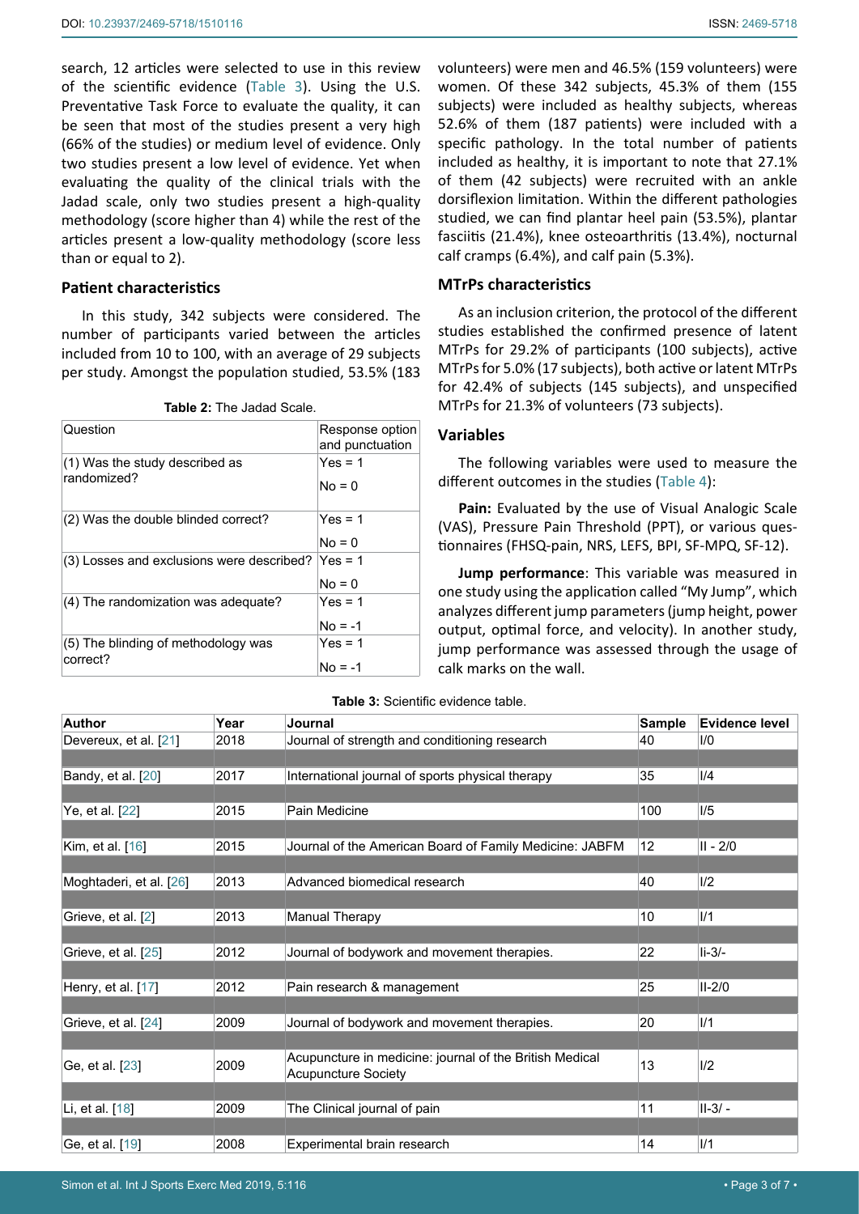search, 12 articles were selected to use in this review of the scientific evidence (Table 3). Using the U.S. Preventative Task Force to evaluate the quality, it can be seen that most of the studies present a very high (66% of the studies) or medium level of evidence. Only two studies present a low level of evidence. Yet when evaluating the quality of the clinical trials with the Jadad scale, only two studies present a high-quality methodology (score higher than 4) while the rest of the articles present a low-quality methodology (score less than or equal to 2).

### Patient characteristics

In this study, 342 subjects were considered. The number of participants varied between the articles included from 10 to 100, with an average of 29 subjects per study. Amongst the population studied, 53.5% (183 volunteers) were men and 46.5% (159 volunteers) were women. Of these 342 subjects, 45.3% of them (155 subjects) were included as healthy subjects, whereas 52.6% of them (187 patients) were included with a specific pathology. In the total number of patients included as healthy, it is important to note that 27.1% of them (42 subjects) were recruited with an ankle dorsiflexion limitation. Within the different pathologies studied, we can find plantar heel pain (53.5%), plantar fasciitis (21.4%), knee osteoarthritis (13.4%), nocturnal calf cramps (6.4%), and calf pain (5.3%).

**Table 2:** The Jadad Scale.

| Question | Response option and punctuation |
|---|---|
| (1) Was the study described as randomized? | Yes = 1<br>No = 0 |
| (2) Was the double blinded correct? | Yes = 1<br>No = 0 |
| (3) Losses and exclusions were described? | Yes = 1<br>No = 0 |
| (4) The randomization was adequate? | Yes = 1<br>No = -1 |
| (5) The blinding of methodology was correct? | Yes = 1<br>No = -1 |

### MTrPs characteristics

As an inclusion criterion, the protocol of the different studies established the confirmed presence of latent MTrPs for 29.2% of participants (100 subjects), active MTrPs for 5.0% (17 subjects), both active or latent MTrPs for 42.4% of subjects (145 subjects), and unspecified MTrPs for 21.3% of volunteers (73 subjects).

### Variables

The following variables were used to measure the different outcomes in the studies (Table 4):

**Pain:** Evaluated by the use of Visual Analogic Scale (VAS), Pressure Pain Threshold (PPT), or various questionnaires (FHSQ-pain, NRS, LEFS, BPI, SF-MPQ, SF-12).

**Jump performance**: This variable was measured in one study using the application called "My Jump", which analyzes different jump parameters (jump height, power output, optimal force, and velocity). In another study, jump performance was assessed through the usage of calk marks on the wall.

**Table 3:** Scientific evidence table.

| Author | Year | Journal | Sample | Evidence level |
|---|---|---|---|---|
| Devereux, et al. [21] | 2018 | Journal of strength and conditioning research | 40 | I/0 |
| Bandy, et al. [20] | 2017 | International journal of sports physical therapy | 35 | I/4 |
| Ye, et al. [22] | 2015 | Pain Medicine | 100 | I/5 |
| Kim, et al. [16] | 2015 | Journal of the American Board of Family Medicine: JABFM | 12 | II - 2/0 |
| Moghtaderi, et al. [26] | 2013 | Advanced biomedical research | 40 | I/2 |
| Grieve, et al. [2] | 2013 | Manual Therapy | 10 | I/1 |
| Grieve, et al. [25] | 2012 | Journal of bodywork and movement therapies. | 22 | Ii-3/- |
| Henry, et al. [17] | 2012 | Pain research & management | 25 | II-2/0 |
| Grieve, et al. [24] | 2009 | Journal of bodywork and movement therapies. | 20 | I/1 |
| Ge, et al. [23] | 2009 | Acupuncture in medicine: journal of the British Medical Acupuncture Society | 13 | I/2 |
| Li, et al. [18] | 2009 | The Clinical journal of pain | 11 | II-3/ - |
| Ge, et al. [19] | 2008 | Experimental brain research | 14 | I/1 |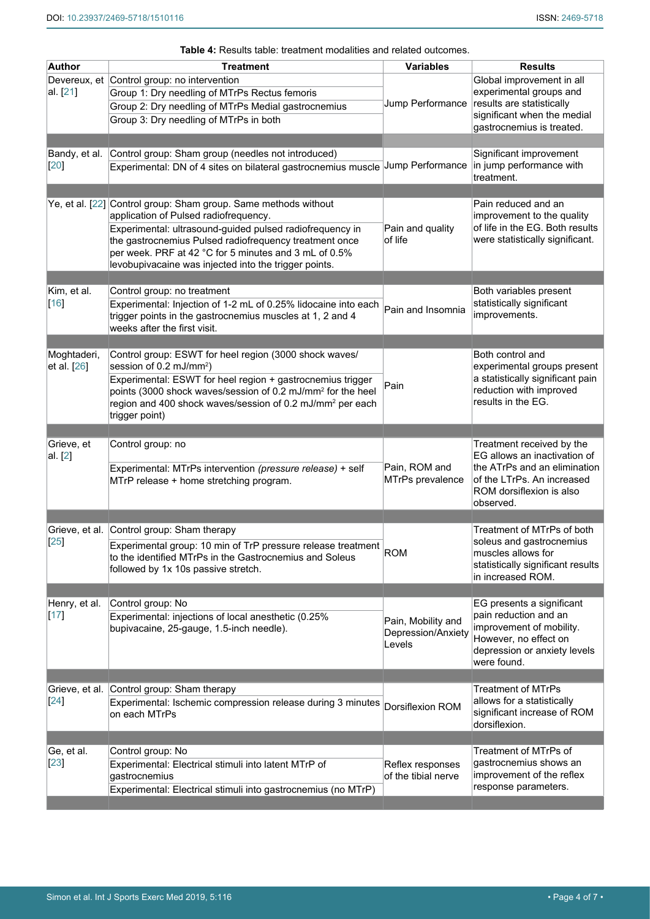**Table 4:** Results table: treatment modalities and related outcomes.

| Author | Treatment | Variables | Results |
|---|---|---|---|
| Devereux, et al. [21] | Control group: no intervention<br>Group 1: Dry needling of MTrPs Rectus femoris<br>Group 2: Dry needling of MTrPs Medial gastrocnemius<br>Group 3: Dry needling of MTrPs in both | Jump Performance | Global improvement in all experimental groups and results are statistically significant when the medial gastrocnemius is treated. |
| Bandy, et al. [20] | Control group: Sham group (needles not introduced)<br>Experimental: DN of 4 sites on bilateral gastrocnemius muscle | Jump Performance | Significant improvement in jump performance with treatment. |
| Ye, et al. [22] | Control group: Sham group. Same methods without application of Pulsed radiofrequency.<br>Experimental: ultrasound-guided pulsed radiofrequency in the gastrocnemius Pulsed radiofrequency treatment once per week. PRF at 42 °C for 5 minutes and 3 mL of 0.5% levobupivacaine was injected into the trigger points. | Pain and quality of life | Pain reduced and an improvement to the quality of life in the EG. Both results were statistically significant. |
| Kim, et al. [16] | Control group: no treatment<br>Experimental: Injection of 1-2 mL of 0.25% lidocaine into each trigger points in the gastrocnemius muscles at 1, 2 and 4 weeks after the first visit. | Pain and Insomnia | Both variables present statistically significant improvements. |
| Moghtaderi, et al. [26] | Control group: ESWT for heel region (3000 shock waves/session of 0.2 mJ/mm²)<br>Experimental: ESWT for heel region + gastrocnemius trigger points (3000 shock waves/session of 0.2 mJ/mm² for the heel region and 400 shock waves/session of 0.2 mJ/mm² per each trigger point) | Pain | Both control and experimental groups present a statistically significant pain reduction with improved results in the EG. |
| Grieve, et al. [2] | Control group: no<br>Experimental: MTrPs intervention *(pressure release)* + self MTrP release + home stretching program. | Pain, ROM and MTrPs prevalence | Treatment received by the EG allows an inactivation of the ATrPs and an elimination of the LTrPs. An increased ROM dorsiflexion is also observed. |
| Grieve, et al. [25] | Control group: Sham therapy<br>Experimental group: 10 min of TrP pressure release treatment to the identified MTrPs in the Gastrocnemius and Soleus followed by 1x 10s passive stretch. | ROM | Treatment of MTrPs of both soleus and gastrocnemius muscles allows for statistically significant results in increased ROM. |
| Henry, et al. [17] | Control group: No<br>Experimental: injections of local anesthetic (0.25% bupivacaine, 25-gauge, 1.5-inch needle). | Pain, Mobility and Depression/Anxiety Levels | EG presents a significant pain reduction and an improvement of mobility. However, no effect on depression or anxiety levels were found. |
| Grieve, et al. [24] | Control group: Sham therapy<br>Experimental: Ischemic compression release during 3 minutes on each MTrPs | Dorsiflexion ROM | Treatment of MTrPs allows for a statistically significant increase of ROM dorsiflexion. |
| Ge, et al. [23] | Control group: No<br>Experimental: Electrical stimuli into latent MTrP of gastrocnemius<br>Experimental: Electrical stimuli into gastrocnemius (no MTrP) | Reflex responses of the tibial nerve | Treatment of MTrPs of gastrocnemius shows an improvement of the reflex response parameters. |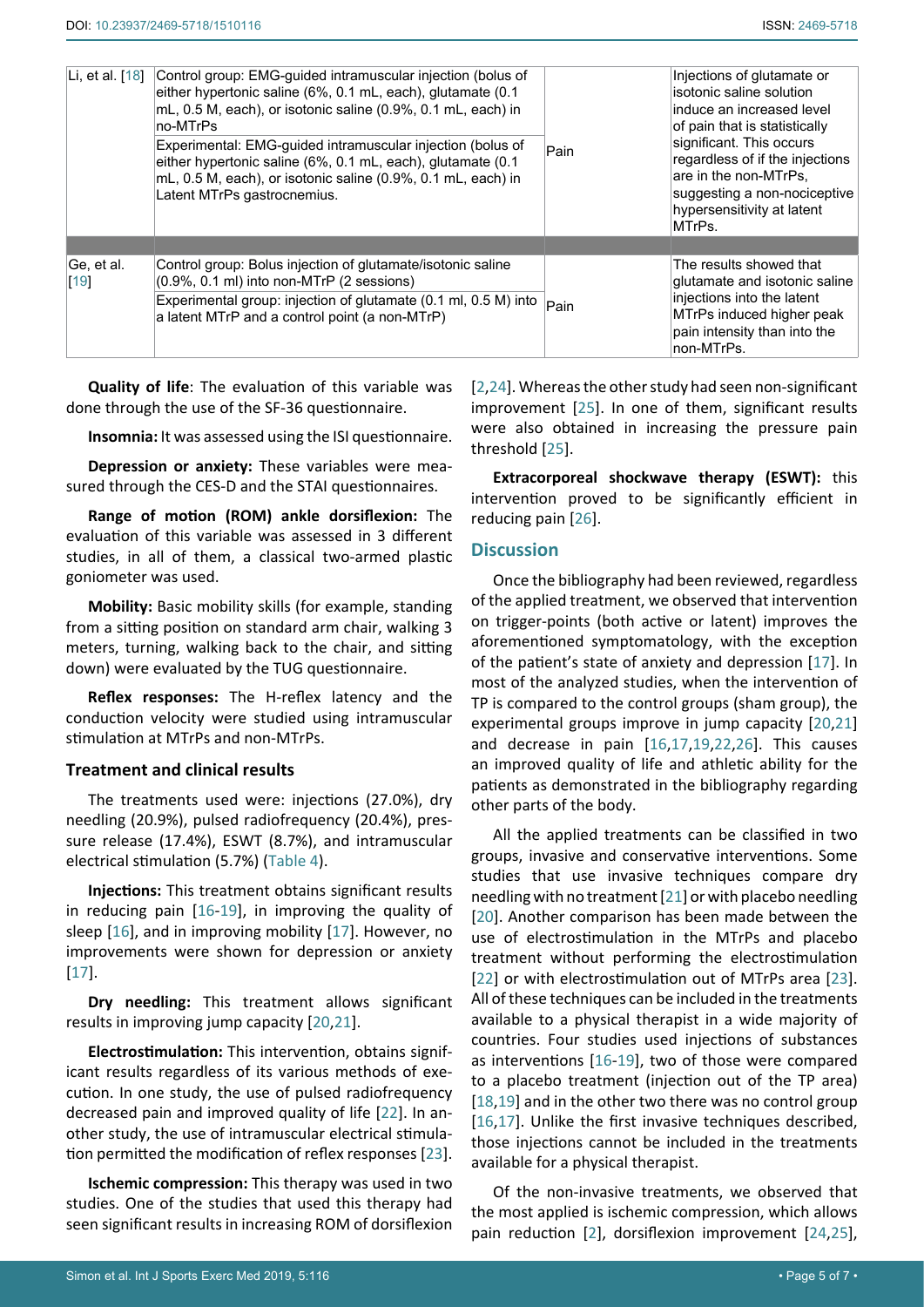| Li, et al. [18] | Control group: EMG-guided intramuscular injection (bolus of either hypertonic saline (6%, 0.1 mL, each), glutamate (0.1 mL, 0.5 M, each), or isotonic saline (0.9%, 0.1 mL, each) in no-MTrPs<br>Experimental: EMG-guided intramuscular injection (bolus of either hypertonic saline (6%, 0.1 mL, each), glutamate (0.1 mL, 0.5 M, each), or isotonic saline (0.9%, 0.1 mL, each) in Latent MTrPs gastrocnemius. | Pain | Injections of glutamate or isotonic saline solution induce an increased level of pain that is statistically significant. This occurs regardless of if the injections are in the non-MTrPs, suggesting a non-nociceptive hypersensitivity at latent MTrPs. |
|---|---|---|---|
| | | | |
| Ge, et al. [19] | Control group: Bolus injection of glutamate/isotonic saline (0.9%, 0.1 ml) into non-MTrP (2 sessions)<br>Experimental group: injection of glutamate (0.1 ml, 0.5 M) into a latent MTrP and a control point (a non-MTrP) | Pain | The results showed that glutamate and isotonic saline injections into the latent MTrPs induced higher peak pain intensity than into the non-MTrPs. |

**Quality of life**: The evaluation of this variable was done through the use of the SF-36 questionnaire.

**Insomnia:** It was assessed using the ISI questionnaire.

**Depression or anxiety:** These variables were measured through the CES-D and the STAI questionnaires.

**Range of motion (ROM) ankle dorsiflexion:** The evaluation of this variable was assessed in 3 different studies, in all of them, a classical two-armed plastic goniometer was used.

**Mobility:** Basic mobility skills (for example, standing from a sitting position on standard arm chair, walking 3 meters, turning, walking back to the chair, and sitting down) were evaluated by the TUG questionnaire.

**Reflex responses:** The H-reflex latency and the conduction velocity were studied using intramuscular stimulation at MTrPs and non-MTrPs.

### Treatment and clinical results

The treatments used were: injections (27.0%), dry needling (20.9%), pulsed radiofrequency (20.4%), pressure release (17.4%), ESWT (8.7%), and intramuscular electrical stimulation (5.7%) (Table 4).

**Injections:** This treatment obtains significant results in reducing pain [16-19], in improving the quality of sleep [16], and in improving mobility [17]. However, no improvements were shown for depression or anxiety [17].

**Dry needling:** This treatment allows significant results in improving jump capacity [20,21].

**Electrostimulation:** This intervention, obtains significant results regardless of its various methods of execution. In one study, the use of pulsed radiofrequency decreased pain and improved quality of life [22]. In another study, the use of intramuscular electrical stimulation permitted the modification of reflex responses [23].

**Ischemic compression:** This therapy was used in two studies. One of the studies that used this therapy had seen significant results in increasing ROM of dorsiflexion [2,24]. Whereas the other study had seen non-significant improvement [25]. In one of them, significant results were also obtained in increasing the pressure pain threshold [25].

**Extracorporeal shockwave therapy (ESWT):** this intervention proved to be significantly efficient in reducing pain [26].

## Discussion

Once the bibliography had been reviewed, regardless of the applied treatment, we observed that intervention on trigger-points (both active or latent) improves the aforementioned symptomatology, with the exception of the patient's state of anxiety and depression [17]. In most of the analyzed studies, when the intervention of TP is compared to the control groups (sham group), the experimental groups improve in jump capacity [20,21] and decrease in pain [16,17,19,22,26]. This causes an improved quality of life and athletic ability for the patients as demonstrated in the bibliography regarding other parts of the body.

All the applied treatments can be classified in two groups, invasive and conservative interventions. Some studies that use invasive techniques compare dry needling with no treatment [21] or with placebo needling [20]. Another comparison has been made between the use of electrostimulation in the MTrPs and placebo treatment without performing the electrostimulation [22] or with electrostimulation out of MTrPs area [23]. All of these techniques can be included in the treatments available to a physical therapist in a wide majority of countries. Four studies used injections of substances as interventions [16-19], two of those were compared to a placebo treatment (injection out of the TP area) [18,19] and in the other two there was no control group [16,17]. Unlike the first invasive techniques described, those injections cannot be included in the treatments available for a physical therapist.

Of the non-invasive treatments, we observed that the most applied is ischemic compression, which allows pain reduction [2], dorsiflexion improvement [24,25],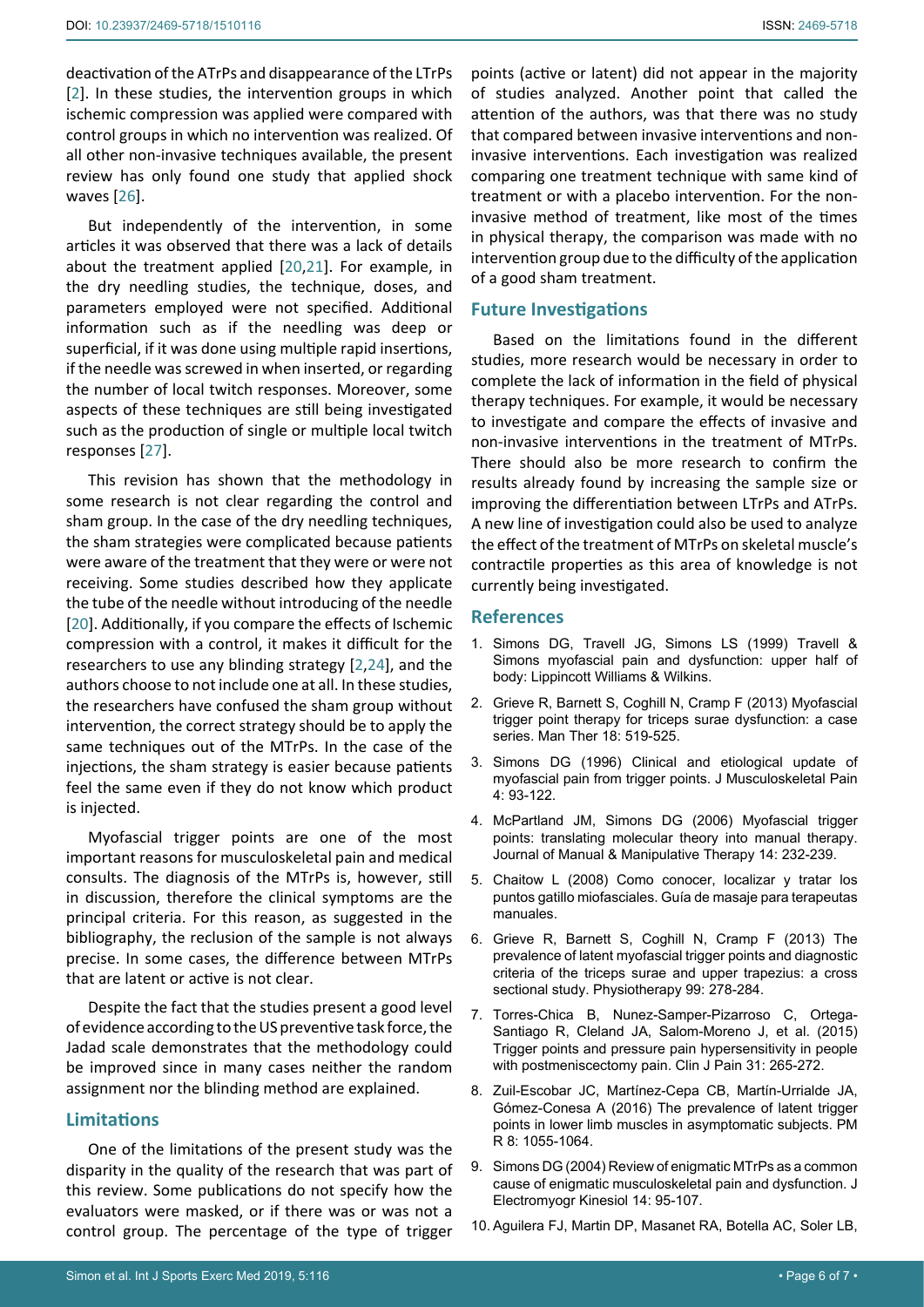deactivation of the ATrPs and disappearance of the LTrPs [2]. In these studies, the intervention groups in which ischemic compression was applied were compared with control groups in which no intervention was realized. Of all other non-invasive techniques available, the present review has only found one study that applied shock waves [26].

But independently of the intervention, in some articles it was observed that there was a lack of details about the treatment applied [20,21]. For example, in the dry needling studies, the technique, doses, and parameters employed were not specified. Additional information such as if the needling was deep or superficial, if it was done using multiple rapid insertions, if the needle was screwed in when inserted, or regarding the number of local twitch responses. Moreover, some aspects of these techniques are still being investigated such as the production of single or multiple local twitch responses [27].

This revision has shown that the methodology in some research is not clear regarding the control and sham group. In the case of the dry needling techniques, the sham strategies were complicated because patients were aware of the treatment that they were or were not receiving. Some studies described how they applicate the tube of the needle without introducing of the needle [20]. Additionally, if you compare the effects of Ischemic compression with a control, it makes it difficult for the researchers to use any blinding strategy [2,24], and the authors choose to not include one at all. In these studies, the researchers have confused the sham group without intervention, the correct strategy should be to apply the same techniques out of the MTrPs. In the case of the injections, the sham strategy is easier because patients feel the same even if they do not know which product is injected.

Myofascial trigger points are one of the most important reasons for musculoskeletal pain and medical consults. The diagnosis of the MTrPs is, however, still in discussion, therefore the clinical symptoms are the principal criteria. For this reason, as suggested in the bibliography, the reclusion of the sample is not always precise. In some cases, the difference between MTrPs that are latent or active is not clear.

Despite the fact that the studies present a good level of evidence according to the US preventive task force, the Jadad scale demonstrates that the methodology could be improved since in many cases neither the random assignment nor the blinding method are explained.

## Limitations

One of the limitations of the present study was the disparity in the quality of the research that was part of this review. Some publications do not specify how the evaluators were masked, or if there was or was not a control group. The percentage of the type of trigger points (active or latent) did not appear in the majority of studies analyzed. Another point that called the attention of the authors, was that there was no study that compared between invasive interventions and non-invasive interventions. Each investigation was realized comparing one treatment technique with same kind of treatment or with a placebo intervention. For the non-invasive method of treatment, like most of the times in physical therapy, the comparison was made with no intervention group due to the difficulty of the application of a good sham treatment.

## Future Investigations

Based on the limitations found in the different studies, more research would be necessary in order to complete the lack of information in the field of physical therapy techniques. For example, it would be necessary to investigate and compare the effects of invasive and non-invasive interventions in the treatment of MTrPs. There should also be more research to confirm the results already found by increasing the sample size or improving the differentiation between LTrPs and ATrPs. A new line of investigation could also be used to analyze the effect of the treatment of MTrPs on skeletal muscle's contractile properties as this area of knowledge is not currently being investigated.

## References

1. Simons DG, Travell JG, Simons LS (1999) Travell & Simons myofascial pain and dysfunction: upper half of body: Lippincott Williams & Wilkins.
2. Grieve R, Barnett S, Coghill N, Cramp F (2013) Myofascial trigger point therapy for triceps surae dysfunction: a case series. Man Ther 18: 519-525.
3. Simons DG (1996) Clinical and etiological update of myofascial pain from trigger points. J Musculoskeletal Pain 4: 93-122.
4. McPartland JM, Simons DG (2006) Myofascial trigger points: translating molecular theory into manual therapy. Journal of Manual & Manipulative Therapy 14: 232-239.
5. Chaitow L (2008) Como conocer, localizar y tratar los puntos gatillo miofasciales. Guía de masaje para terapeutas manuales.
6. Grieve R, Barnett S, Coghill N, Cramp F (2013) The prevalence of latent myofascial trigger points and diagnostic criteria of the triceps surae and upper trapezius: a cross sectional study. Physiotherapy 99: 278-284.
7. Torres-Chica B, Nunez-Samper-Pizarroso C, Ortega-Santiago R, Cleland JA, Salom-Moreno J, et al. (2015) Trigger points and pressure pain hypersensitivity in people with postmeniscectomy pain. Clin J Pain 31: 265-272.
8. Zuil-Escobar JC, Martínez-Cepa CB, Martín-Urrialde JA, Gómez-Conesa A (2016) The prevalence of latent trigger points in lower limb muscles in asymptomatic subjects. PM R 8: 1055-1064.
9. Simons DG (2004) Review of enigmatic MTrPs as a common cause of enigmatic musculoskeletal pain and dysfunction. J Electromyogr Kinesiol 14: 95-107.
10. Aguilera FJ, Martin DP, Masanet RA, Botella AC, Soler LB,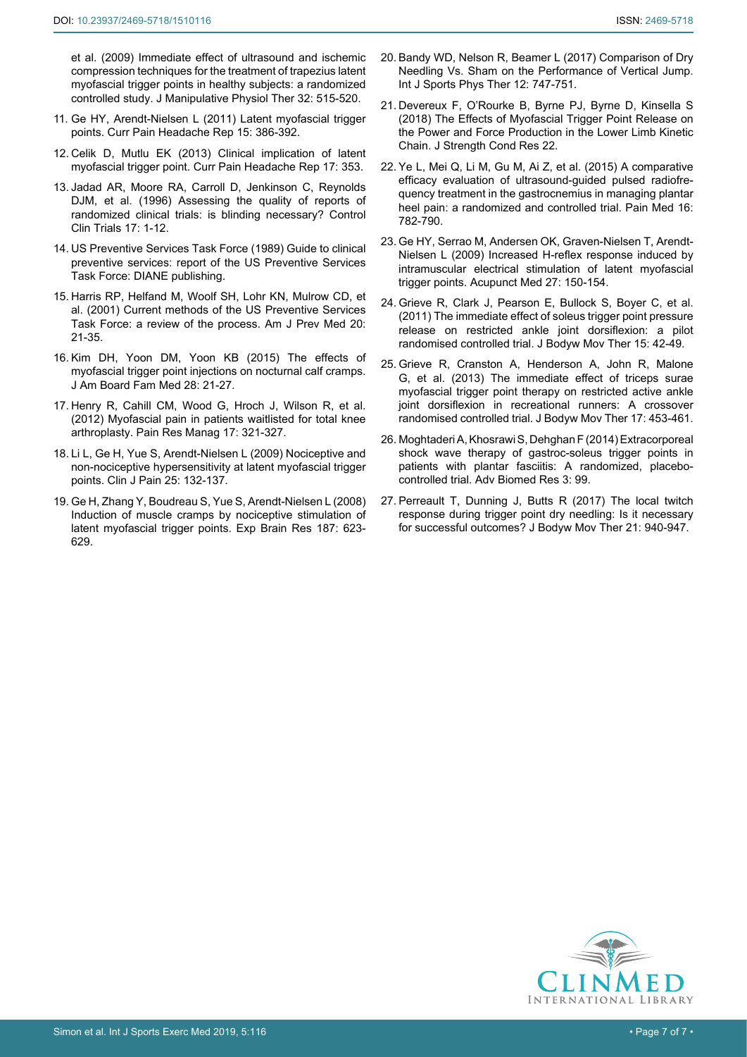et al. (2009) Immediate effect of ultrasound and ischemic compression techniques for the treatment of trapezius latent myofascial trigger points in healthy subjects: a randomized controlled study. J Manipulative Physiol Ther 32: 515-520.

11. Ge HY, Arendt-Nielsen L (2011) Latent myofascial trigger points. Curr Pain Headache Rep 15: 386-392.
12. Celik D, Mutlu EK (2013) Clinical implication of latent myofascial trigger point. Curr Pain Headache Rep 17: 353.
13. Jadad AR, Moore RA, Carroll D, Jenkinson C, Reynolds DJM, et al. (1996) Assessing the quality of reports of randomized clinical trials: is blinding necessary? Control Clin Trials 17: 1-12.
14. US Preventive Services Task Force (1989) Guide to clinical preventive services: report of the US Preventive Services Task Force: DIANE publishing.
15. Harris RP, Helfand M, Woolf SH, Lohr KN, Mulrow CD, et al. (2001) Current methods of the US Preventive Services Task Force: a review of the process. Am J Prev Med 20: 21-35.
16. Kim DH, Yoon DM, Yoon KB (2015) The effects of myofascial trigger point injections on nocturnal calf cramps. J Am Board Fam Med 28: 21-27.
17. Henry R, Cahill CM, Wood G, Hroch J, Wilson R, et al. (2012) Myofascial pain in patients waitlisted for total knee arthroplasty. Pain Res Manag 17: 321-327.
18. Li L, Ge H, Yue S, Arendt-Nielsen L (2009) Nociceptive and non-nociceptive hypersensitivity at latent myofascial trigger points. Clin J Pain 25: 132-137.
19. Ge H, Zhang Y, Boudreau S, Yue S, Arendt-Nielsen L (2008) Induction of muscle cramps by nociceptive stimulation of latent myofascial trigger points. Exp Brain Res 187: 623-629.
20. Bandy WD, Nelson R, Beamer L (2017) Comparison of Dry Needling Vs. Sham on the Performance of Vertical Jump. Int J Sports Phys Ther 12: 747-751.
21. Devereux F, O'Rourke B, Byrne PJ, Byrne D, Kinsella S (2018) The Effects of Myofascial Trigger Point Release on the Power and Force Production in the Lower Limb Kinetic Chain. J Strength Cond Res 22.
22. Ye L, Mei Q, Li M, Gu M, Ai Z, et al. (2015) A comparative efficacy evaluation of ultrasound-guided pulsed radiofrequency treatment in the gastrocnemius in managing plantar heel pain: a randomized and controlled trial. Pain Med 16: 782-790.
23. Ge HY, Serrao M, Andersen OK, Graven-Nielsen T, Arendt-Nielsen L (2009) Increased H-reflex response induced by intramuscular electrical stimulation of latent myofascial trigger points. Acupunct Med 27: 150-154.
24. Grieve R, Clark J, Pearson E, Bullock S, Boyer C, et al. (2011) The immediate effect of soleus trigger point pressure release on restricted ankle joint dorsiflexion: a pilot randomised controlled trial. J Bodyw Mov Ther 15: 42-49.
25. Grieve R, Cranston A, Henderson A, John R, Malone G, et al. (2013) The immediate effect of triceps surae myofascial trigger point therapy on restricted active ankle joint dorsiflexion in recreational runners: A crossover randomised controlled trial. J Bodyw Mov Ther 17: 453-461.
26. Moghtaderi A, Khosrawi S, Dehghan F (2014) Extracorporeal shock wave therapy of gastroc-soleus trigger points in patients with plantar fasciitis: A randomized, placebo-controlled trial. Adv Biomed Res 3: 99.
27. Perreault T, Dunning J, Butts R (2017) The local twitch response during trigger point dry needling: Is it necessary for successful outcomes? J Bodyw Mov Ther 21: 940-947.